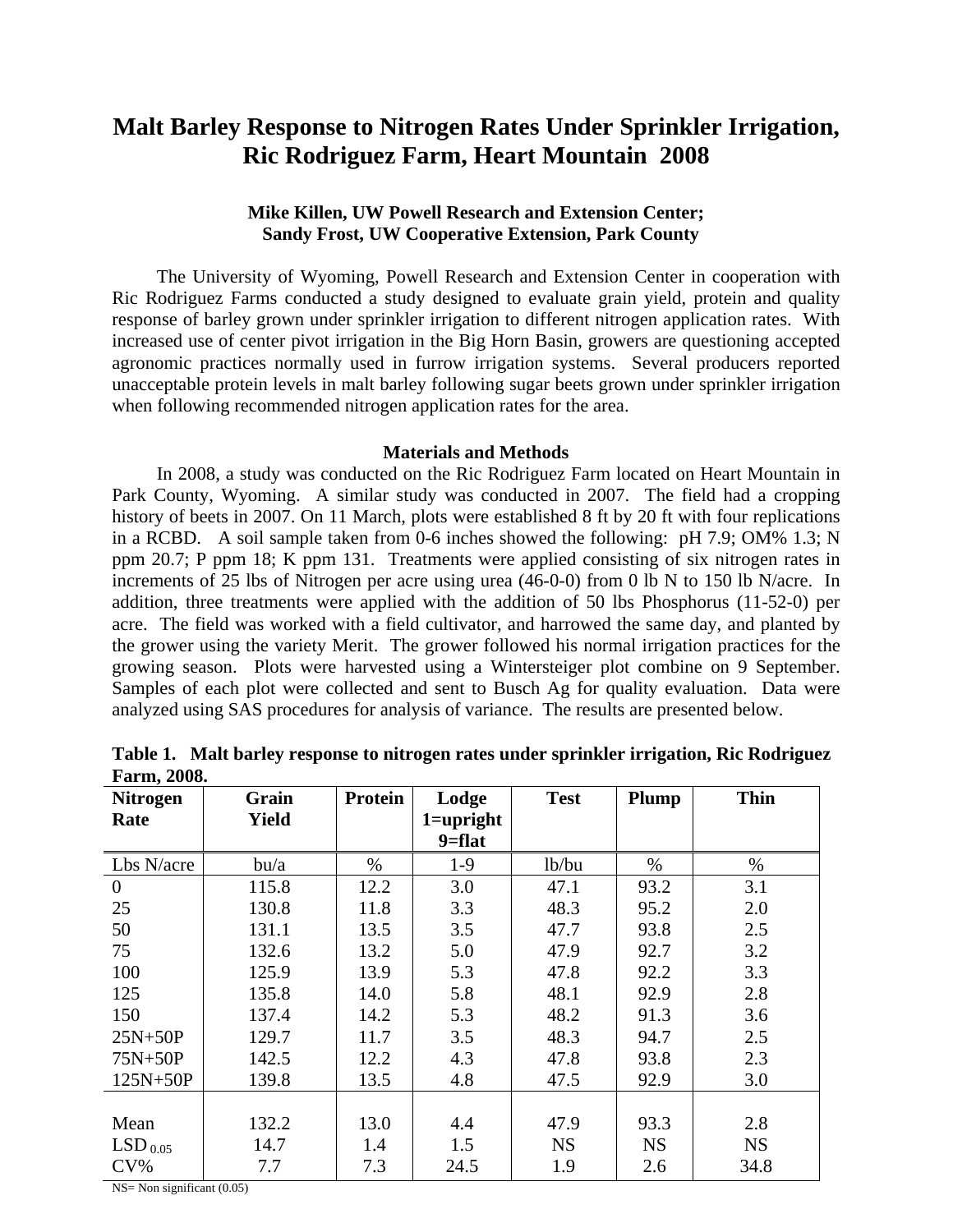# Malt Barley Response to Nitrogen Rates Under Sprinkler Irrigation, Ric Rodriguez Farm, Heart Mountain 2008

**Mike Killen, UW Powell Research and Extension Center;**
**Sandy Frost, UW Cooperative Extension, Park County**

The University of Wyoming, Powell Research and Extension Center in cooperation with Ric Rodriguez Farms conducted a study designed to evaluate grain yield, protein and quality response of barley grown under sprinkler irrigation to different nitrogen application rates. With increased use of center pivot irrigation in the Big Horn Basin, growers are questioning accepted agronomic practices normally used in furrow irrigation systems. Several producers reported unacceptable protein levels in malt barley following sugar beets grown under sprinkler irrigation when following recommended nitrogen application rates for the area.

## Materials and Methods

In 2008, a study was conducted on the Ric Rodriguez Farm located on Heart Mountain in Park County, Wyoming. A similar study was conducted in 2007. The field had a cropping history of beets in 2007. On 11 March, plots were established 8 ft by 20 ft with four replications in a RCBD. A soil sample taken from 0-6 inches showed the following: pH 7.9; OM% 1.3; N ppm 20.7; P ppm 18; K ppm 131. Treatments were applied consisting of six nitrogen rates in increments of 25 lbs of Nitrogen per acre using urea (46-0-0) from 0 lb N to 150 lb N/acre. In addition, three treatments were applied with the addition of 50 lbs Phosphorus (11-52-0) per acre. The field was worked with a field cultivator, and harrowed the same day, and planted by the grower using the variety Merit. The grower followed his normal irrigation practices for the growing season. Plots were harvested using a Wintersteiger plot combine on 9 September. Samples of each plot were collected and sent to Busch Ag for quality evaluation. Data were analyzed using SAS procedures for analysis of variance. The results are presented below.

**Table 1. Malt barley response to nitrogen rates under sprinkler irrigation, Ric Rodriguez Farm, 2008.**

| Nitrogen Rate | Grain Yield | Protein | Lodge 1=upright 9=flat | Test | Plump | Thin |
|---|---|---|---|---|---|---|
| Lbs N/acre | bu/a | % | 1-9 | lb/bu | % | % |
| 0 | 115.8 | 12.2 | 3.0 | 47.1 | 93.2 | 3.1 |
| 25 | 130.8 | 11.8 | 3.3 | 48.3 | 95.2 | 2.0 |
| 50 | 131.1 | 13.5 | 3.5 | 47.7 | 93.8 | 2.5 |
| 75 | 132.6 | 13.2 | 5.0 | 47.9 | 92.7 | 3.2 |
| 100 | 125.9 | 13.9 | 5.3 | 47.8 | 92.2 | 3.3 |
| 125 | 135.8 | 14.0 | 5.8 | 48.1 | 92.9 | 2.8 |
| 150 | 137.4 | 14.2 | 5.3 | 48.2 | 91.3 | 3.6 |
| 25N+50P | 129.7 | 11.7 | 3.5 | 48.3 | 94.7 | 2.5 |
| 75N+50P | 142.5 | 12.2 | 4.3 | 47.8 | 93.8 | 2.3 |
| 125N+50P | 139.8 | 13.5 | 4.8 | 47.5 | 92.9 | 3.0 |
| Mean | 132.2 | 13.0 | 4.4 | 47.9 | 93.3 | 2.8 |
| $LSD_{0.05}$ | 14.7 | 1.4 | 1.5 | NS | NS | NS |
| CV% | 7.7 | 7.3 | 24.5 | 1.9 | 2.6 | 34.8 |

NS= Non significant (0.05)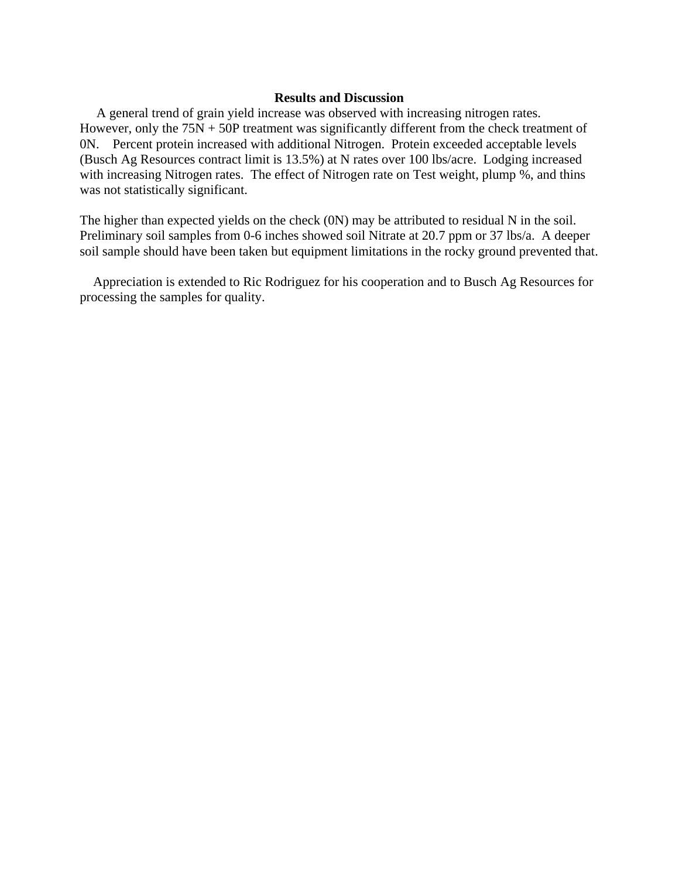## Results and Discussion

A general trend of grain yield increase was observed with increasing nitrogen rates. However, only the 75N + 50P treatment was significantly different from the check treatment of 0N. Percent protein increased with additional Nitrogen. Protein exceeded acceptable levels (Busch Ag Resources contract limit is 13.5%) at N rates over 100 lbs/acre. Lodging increased with increasing Nitrogen rates. The effect of Nitrogen rate on Test weight, plump %, and thins was not statistically significant.

The higher than expected yields on the check (0N) may be attributed to residual N in the soil. Preliminary soil samples from 0-6 inches showed soil Nitrate at 20.7 ppm or 37 lbs/a. A deeper soil sample should have been taken but equipment limitations in the rocky ground prevented that.

Appreciation is extended to Ric Rodriguez for his cooperation and to Busch Ag Resources for processing the samples for quality.